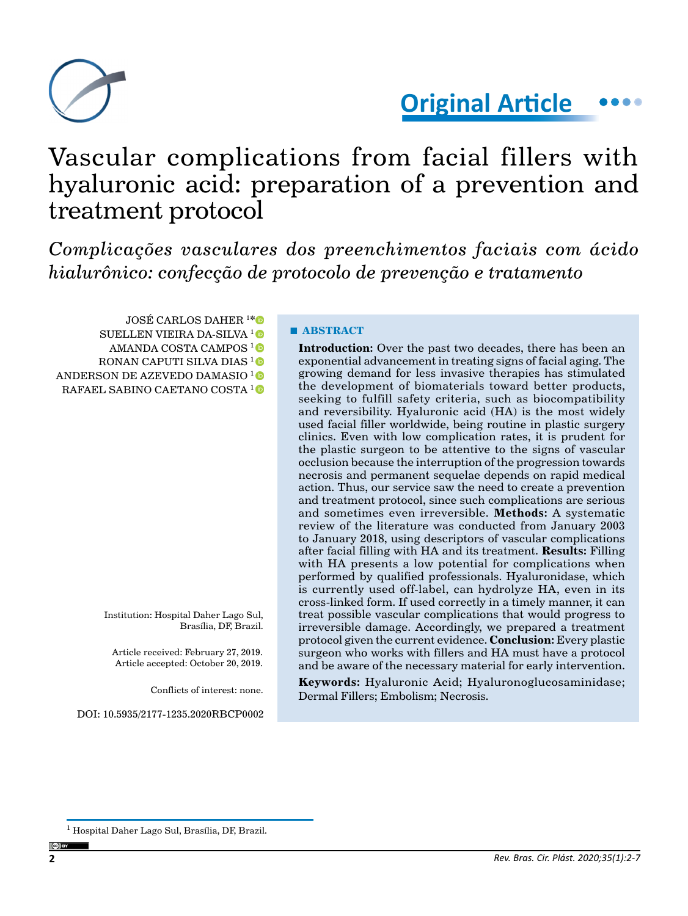Original Article

# Vascular complications from facial fillers with hyaluronic acid: preparation of a prevention and treatment protocol

## *Complicações vasculares dos preenchimentos faciais com ácido hialurônico: confecção de protocolo de prevenção e tratamento*

JOSÉ CARLOS DAHER [1*]
SUELLEN VIEIRA DA-SILVA [1]
AMANDA COSTA CAMPOS [1]
RONAN CAPUTI SILVA DIAS [1]
ANDERSON DE AZEVEDO DAMASIO [1]
RAFAEL SABINO CAETANO COSTA [1]

Institution: Hospital Daher Lago Sul, Brasília, DF, Brazil.

Article received: February 27, 2019.
Article accepted: October 20, 2019.

Conflicts of interest: none.

DOI: 10.5935/2177-1235.2020RBCP0002

### ABSTRACT

**Introduction:** Over the past two decades, there has been an exponential advancement in treating signs of facial aging. The growing demand for less invasive therapies has stimulated the development of biomaterials toward better products, seeking to fulfill safety criteria, such as biocompatibility and reversibility. Hyaluronic acid (HA) is the most widely used facial filler worldwide, being routine in plastic surgery clinics. Even with low complication rates, it is prudent for the plastic surgeon to be attentive to the signs of vascular occlusion because the interruption of the progression towards necrosis and permanent sequelae depends on rapid medical action. Thus, our service saw the need to create a prevention and treatment protocol, since such complications are serious and sometimes even irreversible. **Methods:** A systematic review of the literature was conducted from January 2003 to January 2018, using descriptors of vascular complications after facial filling with HA and its treatment. **Results:** Filling with HA presents a low potential for complications when performed by qualified professionals. Hyaluronidase, which is currently used off-label, can hydrolyze HA, even in its cross-linked form. If used correctly in a timely manner, it can treat possible vascular complications that would progress to irreversible damage. Accordingly, we prepared a treatment protocol given the current evidence. **Conclusion:** Every plastic surgeon who works with fillers and HA must have a protocol and be aware of the necessary material for early intervention.

**Keywords:** Hyaluronic Acid; Hyaluronoglucosaminidase; Dermal Fillers; Embolism; Necrosis.

[1] Hospital Daher Lago Sul, Brasília, DF, Brazil.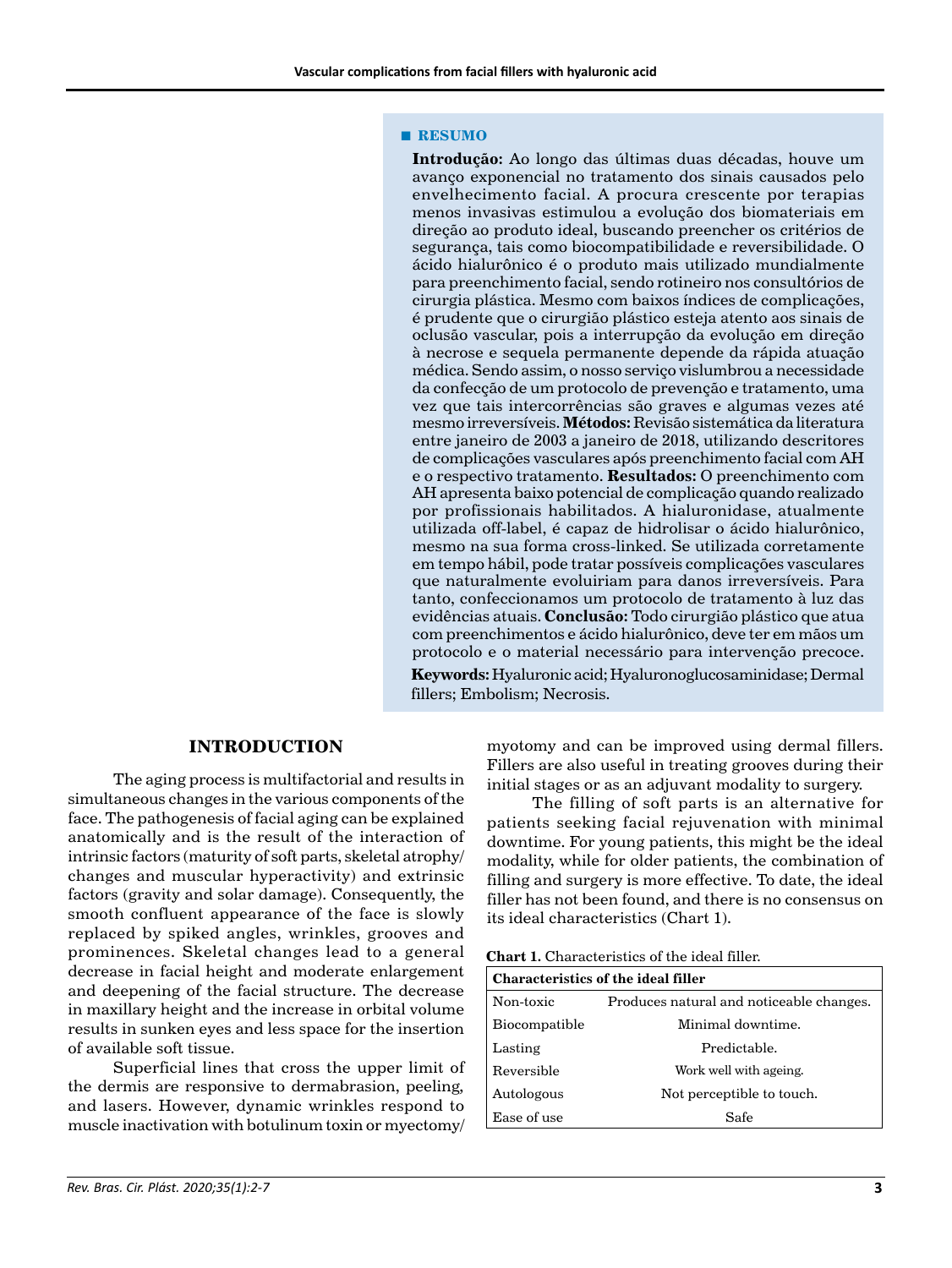### ■ RESUMO

**Introdução:** Ao longo das últimas duas décadas, houve um avanço exponencial no tratamento dos sinais causados pelo envelhecimento facial. A procura crescente por terapias menos invasivas estimulou a evolução dos biomateriais em direção ao produto ideal, buscando preencher os critérios de segurança, tais como biocompatibilidade e reversibilidade. O ácido hialurônico é o produto mais utilizado mundialmente para preenchimento facial, sendo rotineiro nos consultórios de cirurgia plástica. Mesmo com baixos índices de complicações, é prudente que o cirurgião plástico esteja atento aos sinais de oclusão vascular, pois a interrupção da evolução em direção à necrose e sequela permanente depende da rápida atuação médica. Sendo assim, o nosso serviço vislumbrou a necessidade da confecção de um protocolo de prevenção e tratamento, uma vez que tais intercorrências são graves e algumas vezes até mesmo irreversíveis. **Métodos:** Revisão sistemática da literatura entre janeiro de 2003 a janeiro de 2018, utilizando descritores de complicações vasculares após preenchimento facial com AH e o respectivo tratamento. **Resultados:** O preenchimento com AH apresenta baixo potencial de complicação quando realizado por profissionais habilitados. A hialuronidase, atualmente utilizada off-label, é capaz de hidrolisar o ácido hialurônico, mesmo na sua forma cross-linked. Se utilizada corretamente em tempo hábil, pode tratar possíveis complicações vasculares que naturalmente evoluiriam para danos irreversíveis. Para tanto, confeccionamos um protocolo de tratamento à luz das evidências atuais. **Conclusão:** Todo cirurgião plástico que atua com preenchimentos e ácido hialurônico, deve ter em mãos um protocolo e o material necessário para intervenção precoce.

**Keywords:** Hyaluronic acid; Hyaluronoglucosaminidase; Dermal fillers; Embolism; Necrosis.

## INTRODUCTION

The aging process is multifactorial and results in simultaneous changes in the various components of the face. The pathogenesis of facial aging can be explained anatomically and is the result of the interaction of intrinsic factors (maturity of soft parts, skeletal atrophy/changes and muscular hyperactivity) and extrinsic factors (gravity and solar damage). Consequently, the smooth confluent appearance of the face is slowly replaced by spiked angles, wrinkles, grooves and prominences. Skeletal changes lead to a general decrease in facial height and moderate enlargement and deepening of the facial structure. The decrease in maxillary height and the increase in orbital volume results in sunken eyes and less space for the insertion of available soft tissue.

Superficial lines that cross the upper limit of the dermis are responsive to dermabrasion, peeling, and lasers. However, dynamic wrinkles respond to muscle inactivation with botulinum toxin or myectomy/myotomy and can be improved using dermal fillers. Fillers are also useful in treating grooves during their initial stages or as an adjuvant modality to surgery.

The filling of soft parts is an alternative for patients seeking facial rejuvenation with minimal downtime. For young patients, this might be the ideal modality, while for older patients, the combination of filling and surgery is more effective. To date, the ideal filler has not been found, and there is no consensus on its ideal characteristics (Chart 1).

**Chart 1.** Characteristics of the ideal filler.

| Characteristics of the ideal filler | |
|---|---|
| Non-toxic | Produces natural and noticeable changes. |
| Biocompatible | Minimal downtime. |
| Lasting | Predictable. |
| Reversible | Work well with ageing. |
| Autologous | Not perceptible to touch. |
| Ease of use | Safe |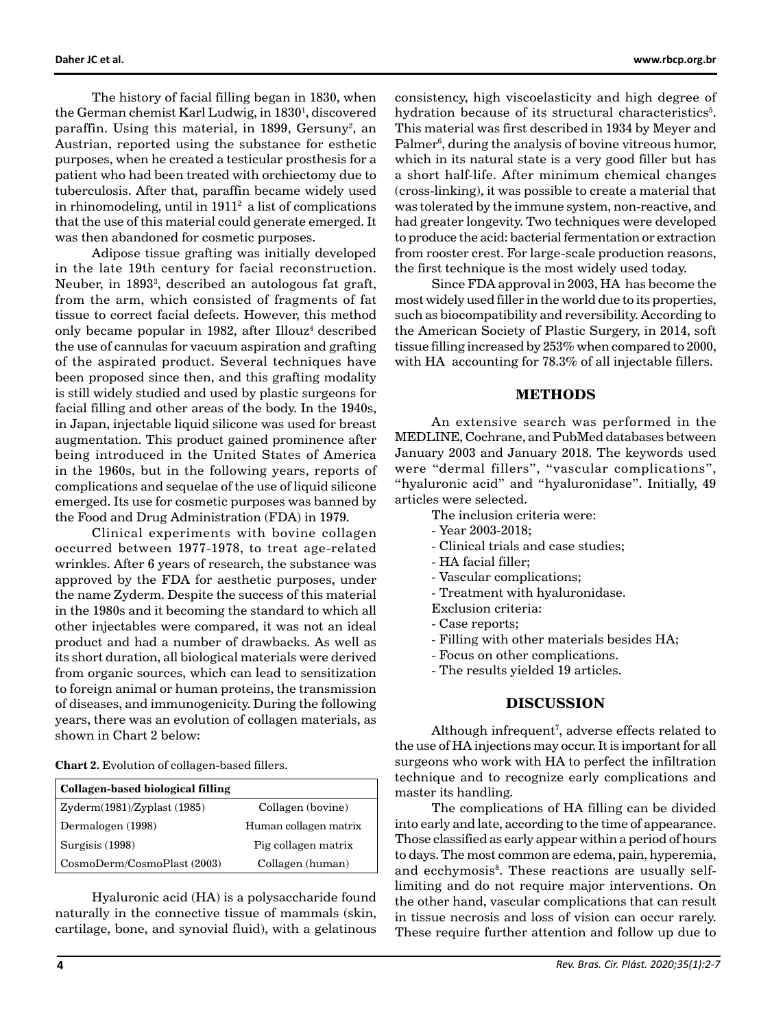The history of facial filling began in 1830, when the German chemist Karl Ludwig, in 1830[1], discovered paraffin. Using this material, in 1899, Gersuny[2], an Austrian, reported using the substance for esthetic purposes, when he created a testicular prosthesis for a patient who had been treated with orchiectomy due to tuberculosis. After that, paraffin became widely used in rhinomodeling, until in 1911[2] a list of complications that the use of this material could generate emerged. It was then abandoned for cosmetic purposes.

Adipose tissue grafting was initially developed in the late 19th century for facial reconstruction. Neuber, in 1893[3], described an autologous fat graft, from the arm, which consisted of fragments of fat tissue to correct facial defects. However, this method only became popular in 1982, after Illouz[4] described the use of cannulas for vacuum aspiration and grafting of the aspirated product. Several techniques have been proposed since then, and this grafting modality is still widely studied and used by plastic surgeons for facial filling and other areas of the body. In the 1940s, in Japan, injectable liquid silicone was used for breast augmentation. This product gained prominence after being introduced in the United States of America in the 1960s, but in the following years, reports of complications and sequelae of the use of liquid silicone emerged. Its use for cosmetic purposes was banned by the Food and Drug Administration (FDA) in 1979.

Clinical experiments with bovine collagen occurred between 1977-1978, to treat age-related wrinkles. After 6 years of research, the substance was approved by the FDA for aesthetic purposes, under the name Zyderm. Despite the success of this material in the 1980s and it becoming the standard to which all other injectables were compared, it was not an ideal product and had a number of drawbacks. As well as its short duration, all biological materials were derived from organic sources, which can lead to sensitization to foreign animal or human proteins, the transmission of diseases, and immunogenicity. During the following years, there was an evolution of collagen materials, as shown in Chart 2 below:

**Chart 2.** Evolution of collagen-based fillers.

| Collagen-based biological filling | |
|---|---|
| Zyderm(1981)/Zyplast (1985) | Collagen (bovine) |
| Dermalogen (1998) | Human collagen matrix |
| Surgisis (1998) | Pig collagen matrix |
| CosmoDerm/CosmoPlast (2003) | Collagen (human) |

Hyaluronic acid (HA) is a polysaccharide found naturally in the connective tissue of mammals (skin, cartilage, bone, and synovial fluid), with a gelatinous consistency, high viscoelasticity and high degree of hydration because of its structural characteristics[5]. This material was first described in 1934 by Meyer and Palmer[6], during the analysis of bovine vitreous humor, which in its natural state is a very good filler but has a short half-life. After minimum chemical changes (cross-linking), it was possible to create a material that was tolerated by the immune system, non-reactive, and had greater longevity. Two techniques were developed to produce the acid: bacterial fermentation or extraction from rooster crest. For large-scale production reasons, the first technique is the most widely used today.

Since FDA approval in 2003, HA has become the most widely used filler in the world due to its properties, such as biocompatibility and reversibility. According to the American Society of Plastic Surgery, in 2014, soft tissue filling increased by 253% when compared to 2000, with HA accounting for 78.3% of all injectable fillers.

## METHODS

An extensive search was performed in the MEDLINE, Cochrane, and PubMed databases between January 2003 and January 2018. The keywords used were "dermal fillers", "vascular complications", "hyaluronic acid" and "hyaluronidase". Initially, 49 articles were selected.

The inclusion criteria were:

- Year 2003-2018;
- Clinical trials and case studies;
- HA facial filler;
- Vascular complications;
- Treatment with hyaluronidase.

Exclusion criteria:

- Case reports;
- Filling with other materials besides HA;
- Focus on other complications.
- The results yielded 19 articles.

## DISCUSSION

Although infrequent[7], adverse effects related to the use of HA injections may occur. It is important for all surgeons who work with HA to perfect the infiltration technique and to recognize early complications and master its handling.

The complications of HA filling can be divided into early and late, according to the time of appearance. Those classified as early appear within a period of hours to days. The most common are edema, pain, hyperemia, and ecchymosis[8]. These reactions are usually self-limiting and do not require major interventions. On the other hand, vascular complications that can result in tissue necrosis and loss of vision can occur rarely. These require further attention and follow up due to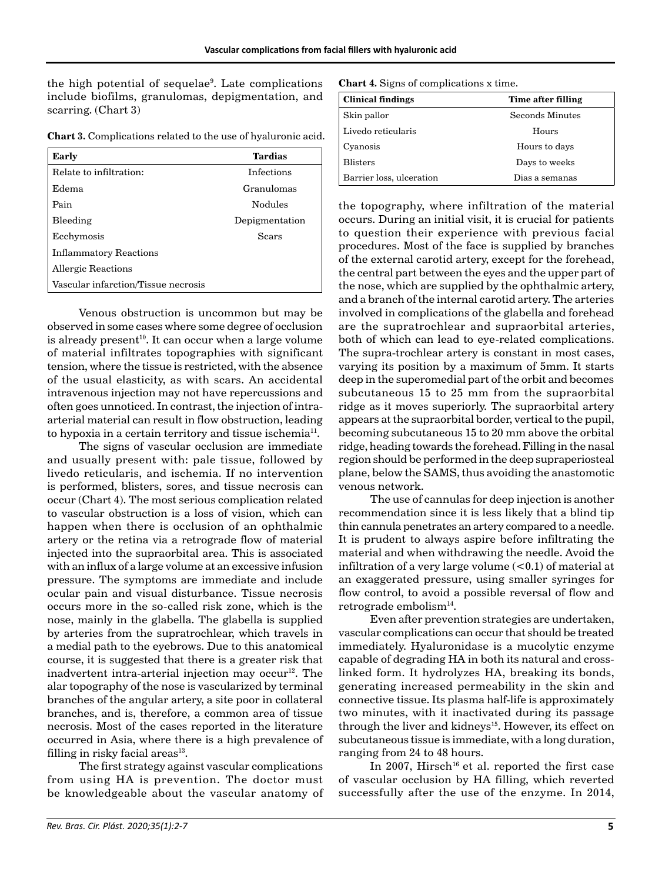the high potential of sequelae[9]. Late complications include biofilms, granulomas, depigmentation, and scarring. (Chart 3)

**Chart 3.** Complications related to the use of hyaluronic acid.

| Early | Tardias |
|---|---|
| Relate to infiltration: | Infections |
| Edema | Granulomas |
| Pain | Nodules |
| Bleeding | Depigmentation |
| Ecchymosis | Scars |
| Inflammatory Reactions | |
| Allergic Reactions | |
| Vascular infarction/Tissue necrosis | |

Venous obstruction is uncommon but may be observed in some cases where some degree of occlusion is already present[10]. It can occur when a large volume of material infiltrates topographies with significant tension, where the tissue is restricted, with the absence of the usual elasticity, as with scars. An accidental intravenous injection may not have repercussions and often goes unnoticed. In contrast, the injection of intra-arterial material can result in flow obstruction, leading to hypoxia in a certain territory and tissue ischemia[11].

The signs of vascular occlusion are immediate and usually present with: pale tissue, followed by livedo reticularis, and ischemia. If no intervention is performed, blisters, sores, and tissue necrosis can occur (Chart 4). The most serious complication related to vascular obstruction is a loss of vision, which can happen when there is occlusion of an ophthalmic artery or the retina via a retrograde flow of material injected into the supraorbital area. This is associated with an influx of a large volume at an excessive infusion pressure. The symptoms are immediate and include ocular pain and visual disturbance. Tissue necrosis occurs more in the so-called risk zone, which is the nose, mainly in the glabella. The glabella is supplied by arteries from the supratrochlear, which travels in a medial path to the eyebrows. Due to this anatomical course, it is suggested that there is a greater risk that inadvertent intra-arterial injection may occur[12]. The alar topography of the nose is vascularized by terminal branches of the angular artery, a site poor in collateral branches, and is, therefore, a common area of tissue necrosis. Most of the cases reported in the literature occurred in Asia, where there is a high prevalence of filling in risky facial areas[13].

The first strategy against vascular complications from using HA is prevention. The doctor must be knowledgeable about the vascular anatomy of the topography, where infiltration of the material occurs. During an initial visit, it is crucial for patients to question their experience with previous facial procedures. Most of the face is supplied by branches of the external carotid artery, except for the forehead, the central part between the eyes and the upper part of the nose, which are supplied by the ophthalmic artery, and a branch of the internal carotid artery. The arteries involved in complications of the glabella and forehead are the supratrochlear and supraorbital arteries, both of which can lead to eye-related complications. The supra-trochlear artery is constant in most cases, varying its position by a maximum of 5mm. It starts deep in the superomedial part of the orbit and becomes subcutaneous 15 to 25 mm from the supraorbital ridge as it moves superiorly. The supraorbital artery appears at the supraorbital border, vertical to the pupil, becoming subcutaneous 15 to 20 mm above the orbital ridge, heading towards the forehead. Filling in the nasal region should be performed in the deep supraperiosteal plane, below the SAMS, thus avoiding the anastomotic venous network.

**Chart 4.** Signs of complications x time.

| Clinical findings | Time after filling |
|---|---|
| Skin pallor | Seconds Minutes |
| Livedo reticularis | Hours |
| Cyanosis | Hours to days |
| Blisters | Days to weeks |
| Barrier loss, ulceration | Dias a semanas |

The use of cannulas for deep injection is another recommendation since it is less likely that a blind tip thin cannula penetrates an artery compared to a needle. It is prudent to always aspire before infiltrating the material and when withdrawing the needle. Avoid the infiltration of a very large volume (<0.1) of material at an exaggerated pressure, using smaller syringes for flow control, to avoid a possible reversal of flow and retrograde embolism[14].

Even after prevention strategies are undertaken, vascular complications can occur that should be treated immediately. Hyaluronidase is a mucolytic enzyme capable of degrading HA in both its natural and cross-linked form. It hydrolyzes HA, breaking its bonds, generating increased permeability in the skin and connective tissue. Its plasma half-life is approximately two minutes, with it inactivated during its passage through the liver and kidneys[15]. However, its effect on subcutaneous tissue is immediate, with a long duration, ranging from 24 to 48 hours.

In 2007, Hirsch[16] et al. reported the first case of vascular occlusion by HA filling, which reverted successfully after the use of the enzyme. In 2014,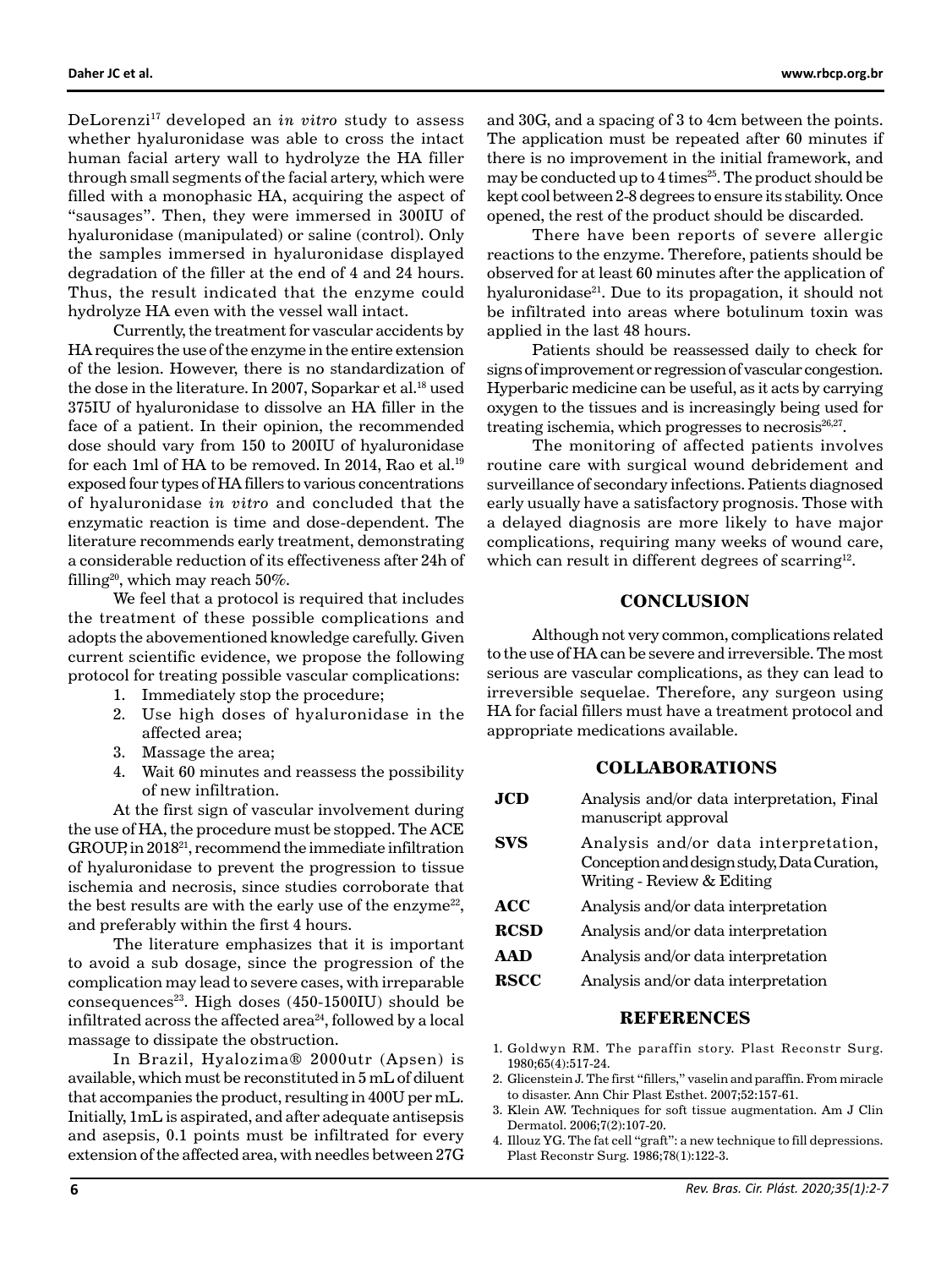DeLorenzi[17] developed an *in vitro* study to assess whether hyaluronidase was able to cross the intact human facial artery wall to hydrolyze the HA filler through small segments of the facial artery, which were filled with a monophasic HA, acquiring the aspect of "sausages". Then, they were immersed in 300IU of hyaluronidase (manipulated) or saline (control). Only the samples immersed in hyaluronidase displayed degradation of the filler at the end of 4 and 24 hours. Thus, the result indicated that the enzyme could hydrolyze HA even with the vessel wall intact.

Currently, the treatment for vascular accidents by HA requires the use of the enzyme in the entire extension of the lesion. However, there is no standardization of the dose in the literature. In 2007, Soparkar et al.[18] used 375IU of hyaluronidase to dissolve an HA filler in the face of a patient. In their opinion, the recommended dose should vary from 150 to 200IU of hyaluronidase for each 1ml of HA to be removed. In 2014, Rao et al.[19] exposed four types of HA fillers to various concentrations of hyaluronidase *in vitro* and concluded that the enzymatic reaction is time and dose-dependent. The literature recommends early treatment, demonstrating a considerable reduction of its effectiveness after 24h of filling[20], which may reach 50%.

We feel that a protocol is required that includes the treatment of these possible complications and adopts the abovementioned knowledge carefully. Given current scientific evidence, we propose the following protocol for treating possible vascular complications:

1. Immediately stop the procedure;
2. Use high doses of hyaluronidase in the affected area;
3. Massage the area;
4. Wait 60 minutes and reassess the possibility of new infiltration.

At the first sign of vascular involvement during the use of HA, the procedure must be stopped. The ACE GROUP, in 2018[21], recommend the immediate infiltration of hyaluronidase to prevent the progression to tissue ischemia and necrosis, since studies corroborate that the best results are with the early use of the enzyme[22], and preferably within the first 4 hours.

The literature emphasizes that it is important to avoid a sub dosage, since the progression of the complication may lead to severe cases, with irreparable consequences[23]. High doses (450-1500IU) should be infiltrated across the affected area[24], followed by a local massage to dissipate the obstruction.

In Brazil, Hyalozima® 2000utr (Apsen) is available, which must be reconstituted in 5 mL of diluent that accompanies the product, resulting in 400U per mL. Initially, 1mL is aspirated, and after adequate antisepsis and asepsis, 0.1 points must be infiltrated for every extension of the affected area, with needles between 27G and 30G, and a spacing of 3 to 4cm between the points. The application must be repeated after 60 minutes if there is no improvement in the initial framework, and may be conducted up to 4 times[25]. The product should be kept cool between 2-8 degrees to ensure its stability. Once opened, the rest of the product should be discarded.

There have been reports of severe allergic reactions to the enzyme. Therefore, patients should be observed for at least 60 minutes after the application of hyaluronidase[21]. Due to its propagation, it should not be infiltrated into areas where botulinum toxin was applied in the last 48 hours.

Patients should be reassessed daily to check for signs of improvement or regression of vascular congestion. Hyperbaric medicine can be useful, as it acts by carrying oxygen to the tissues and is increasingly being used for treating ischemia, which progresses to necrosis[26,27].

The monitoring of affected patients involves routine care with surgical wound debridement and surveillance of secondary infections. Patients diagnosed early usually have a satisfactory prognosis. Those with a delayed diagnosis are more likely to have major complications, requiring many weeks of wound care, which can result in different degrees of scarring[12].

## CONCLUSION

Although not very common, complications related to the use of HA can be severe and irreversible. The most serious are vascular complications, as they can lead to irreversible sequelae. Therefore, any surgeon using HA for facial fillers must have a treatment protocol and appropriate medications available.

## COLLABORATIONS

| | |
|---|---|
| **JCD** | Analysis and/or data interpretation, Final manuscript approval |
| **SVS** | Analysis and/or data interpretation, Conception and design study, Data Curation, Writing - Review & Editing |
| **ACC** | Analysis and/or data interpretation |
| **RCSD** | Analysis and/or data interpretation |
| **AAD** | Analysis and/or data interpretation |
| **RSCC** | Analysis and/or data interpretation |

## REFERENCES

1. Goldwyn RM. The paraffin story. Plast Reconstr Surg. 1980;65(4):517-24.
2. Glicenstein J. The first "fillers," vaselin and paraffin. From miracle to disaster. Ann Chir Plast Esthet. 2007;52:157-61.
3. Klein AW. Techniques for soft tissue augmentation. Am J Clin Dermatol. 2006;7(2):107-20.
4. Illouz YG. The fat cell "graft": a new technique to fill depressions. Plast Reconstr Surg. 1986;78(1):122-3.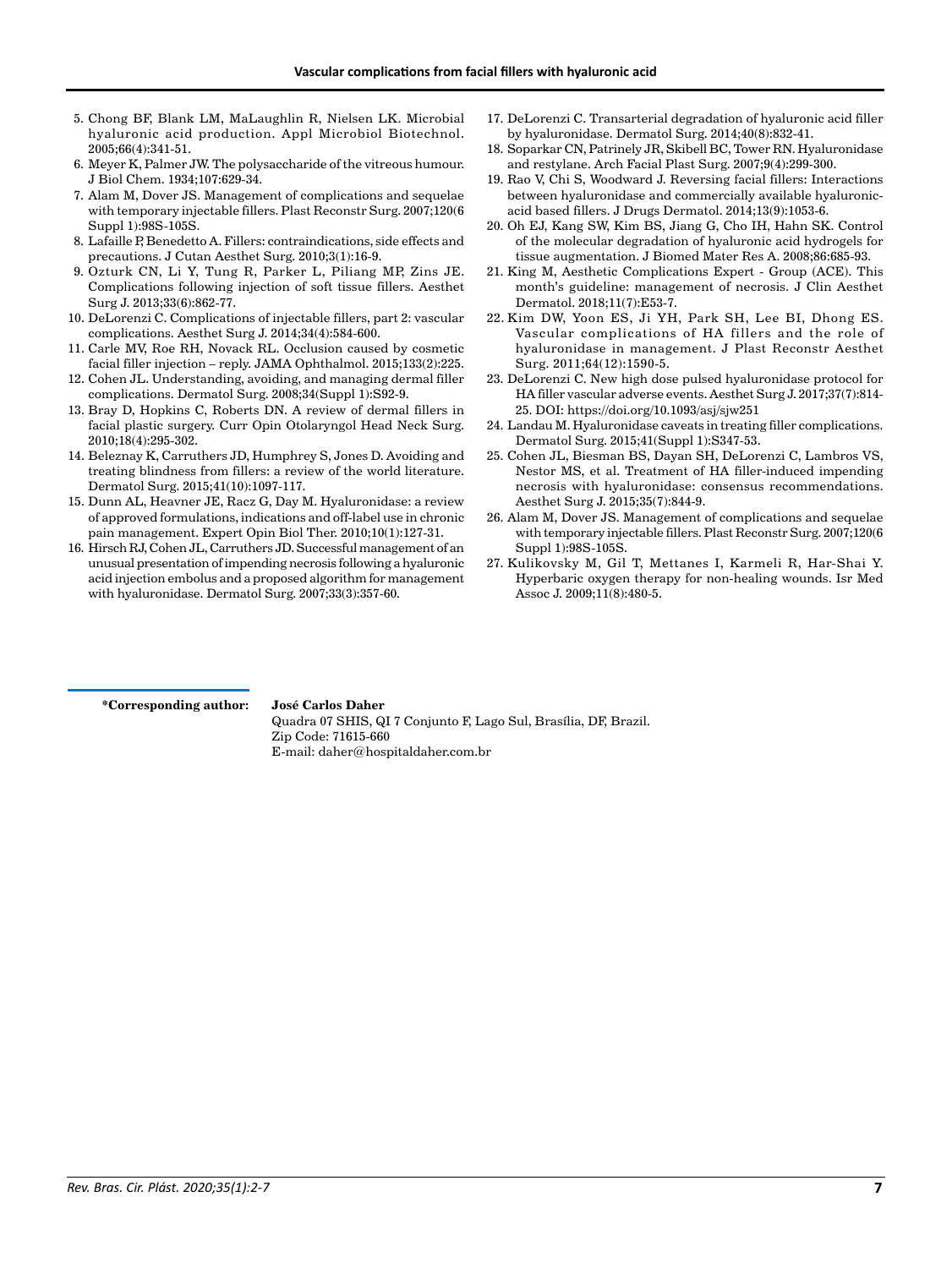5. Chong BF, Blank LM, MaLaughlin R, Nielsen LK. Microbial hyaluronic acid production. Appl Microbiol Biotechnol. 2005;66(4):341-51.
6. Meyer K, Palmer JW. The polysaccharide of the vitreous humour. J Biol Chem. 1934;107:629-34.
7. Alam M, Dover JS. Management of complications and sequelae with temporary injectable fillers. Plast Reconstr Surg. 2007;120(6 Suppl 1):98S-105S.
8. Lafaille P, Benedetto A. Fillers: contraindications, side effects and precautions. J Cutan Aesthet Surg. 2010;3(1):16-9.
9. Ozturk CN, Li Y, Tung R, Parker L, Piliang MP, Zins JE. Complications following injection of soft tissue fillers. Aesthet Surg J. 2013;33(6):862-77.
10. DeLorenzi C. Complications of injectable fillers, part 2: vascular complications. Aesthet Surg J. 2014;34(4):584-600.
11. Carle MV, Roe RH, Novack RL. Occlusion caused by cosmetic facial filler injection – reply. JAMA Ophthalmol. 2015;133(2):225.
12. Cohen JL. Understanding, avoiding, and managing dermal filler complications. Dermatol Surg. 2008;34(Suppl 1):S92-9.
13. Bray D, Hopkins C, Roberts DN. A review of dermal fillers in facial plastic surgery. Curr Opin Otolaryngol Head Neck Surg. 2010;18(4):295-302.
14. Beleznay K, Carruthers JD, Humphrey S, Jones D. Avoiding and treating blindness from fillers: a review of the world literature. Dermatol Surg. 2015;41(10):1097-117.
15. Dunn AL, Heavner JE, Racz G, Day M. Hyaluronidase: a review of approved formulations, indications and off-label use in chronic pain management. Expert Opin Biol Ther. 2010;10(1):127-31.
16. Hirsch RJ, Cohen JL, Carruthers JD. Successful management of an unusual presentation of impending necrosis following a hyaluronic acid injection embolus and a proposed algorithm for management with hyaluronidase. Dermatol Surg. 2007;33(3):357-60.
17. DeLorenzi C. Transarterial degradation of hyaluronic acid filler by hyaluronidase. Dermatol Surg. 2014;40(8):832-41.
18. Soparkar CN, Patrinely JR, Skibell BC, Tower RN. Hyaluronidase and restylane. Arch Facial Plast Surg. 2007;9(4):299-300.
19. Rao V, Chi S, Woodward J. Reversing facial fillers: Interactions between hyaluronidase and commercially available hyaluronic-acid based fillers. J Drugs Dermatol. 2014;13(9):1053-6.
20. Oh EJ, Kang SW, Kim BS, Jiang G, Cho IH, Hahn SK. Control of the molecular degradation of hyaluronic acid hydrogels for tissue augmentation. J Biomed Mater Res A. 2008;86:685-93.
21. King M, Aesthetic Complications Expert - Group (ACE). This month's guideline: management of necrosis. J Clin Aesthet Dermatol. 2018;11(7):E53-7.
22. Kim DW, Yoon ES, Ji YH, Park SH, Lee BI, Dhong ES. Vascular complications of HA fillers and the role of hyaluronidase in management. J Plast Reconstr Aesthet Surg. 2011;64(12):1590-5.
23. DeLorenzi C. New high dose pulsed hyaluronidase protocol for HA filler vascular adverse events. Aesthet Surg J. 2017;37(7):814-25. DOI: https://doi.org/10.1093/asj/sjw251
24. Landau M. Hyaluronidase caveats in treating filler complications. Dermatol Surg. 2015;41(Suppl 1):S347-53.
25. Cohen JL, Biesman BS, Dayan SH, DeLorenzi C, Lambros VS, Nestor MS, et al. Treatment of HA filler-induced impending necrosis with hyaluronidase: consensus recommendations. Aesthet Surg J. 2015;35(7):844-9.
26. Alam M, Dover JS. Management of complications and sequelae with temporary injectable fillers. Plast Reconstr Surg. 2007;120(6 Suppl 1):98S-105S.
27. Kulikovsky M, Gil T, Mettanes I, Karmeli R, Har-Shai Y. Hyperbaric oxygen therapy for non-healing wounds. Isr Med Assoc J. 2009;11(8):480-5.

**\*Corresponding author:** **José Carlos Daher**
Quadra 07 SHIS, QI 7 Conjunto F, Lago Sul, Brasília, DF, Brazil.
Zip Code: 71615-660
E-mail: daher@hospitaldaher.com.br